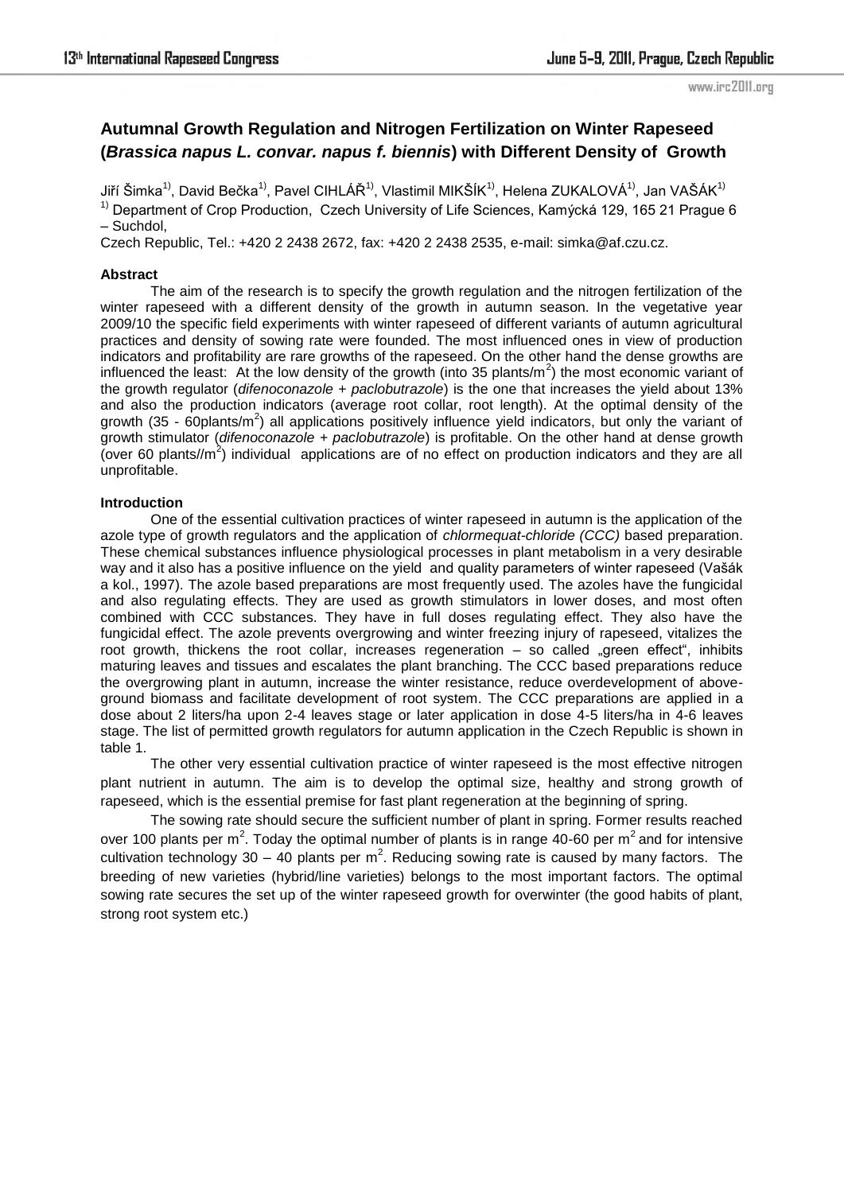# Autumnal Growth Regulation and Nitrogen Fertilization on Winter Rapeseed (*Brassica napus L. convar. napus f. biennis*) with Different Density of Growth

Jiří Šimka[1)], David Bečka[1)], Pavel CIHLÁŘ[1)], Vlastimil MIKŠÍK[1)], Helena ZUKALOVÁ[1)], Jan VAŠÁK[1)]

[1)] Department of Crop Production, Czech University of Life Sciences, Kamýcká 129, 165 21 Prague 6 – Suchdol,

Czech Republic, Tel.: +420 2 2438 2672, fax: +420 2 2438 2535, e-mail: simka@af.czu.cz.

### Abstract

The aim of the research is to specify the growth regulation and the nitrogen fertilization of the winter rapeseed with a different density of the growth in autumn season. In the vegetative year 2009/10 the specific field experiments with winter rapeseed of different variants of autumn agricultural practices and density of sowing rate were founded. The most influenced ones in view of production indicators and profitability are rare growths of the rapeseed. On the other hand the dense growths are influenced the least: At the low density of the growth (into 35 plants/m$^2$) the most economic variant of the growth regulator (*difenoconazole* + *paclobutrazole*) is the one that increases the yield about 13% and also the production indicators (average root collar, root length). At the optimal density of the growth (35 - 60plants/m$^2$) all applications positively influence yield indicators, but only the variant of growth stimulator (*difenoconazole* + *paclobutrazole*) is profitable. On the other hand at dense growth (over 60 plants//m$^2$) individual applications are of no effect on production indicators and they are all unprofitable.

### Introduction

One of the essential cultivation practices of winter rapeseed in autumn is the application of the azole type of growth regulators and the application of *chlormequat-chloride (CCC)* based preparation. These chemical substances influence physiological processes in plant metabolism in a very desirable way and it also has a positive influence on the yield and quality parameters of winter rapeseed (Vašák a kol., 1997). The azole based preparations are most frequently used. The azoles have the fungicidal and also regulating effects. They are used as growth stimulators in lower doses, and most often combined with CCC substances. They have in full doses regulating effect. They also have the fungicidal effect. The azole prevents overgrowing and winter freezing injury of rapeseed, vitalizes the root growth, thickens the root collar, increases regeneration – so called „green effect", inhibits maturing leaves and tissues and escalates the plant branching. The CCC based preparations reduce the overgrowing plant in autumn, increase the winter resistance, reduce overdevelopment of above-ground biomass and facilitate development of root system. The CCC preparations are applied in a dose about 2 liters/ha upon 2-4 leaves stage or later application in dose 4-5 liters/ha in 4-6 leaves stage. The list of permitted growth regulators for autumn application in the Czech Republic is shown in table 1.

The other very essential cultivation practice of winter rapeseed is the most effective nitrogen plant nutrient in autumn. The aim is to develop the optimal size, healthy and strong growth of rapeseed, which is the essential premise for fast plant regeneration at the beginning of spring.

The sowing rate should secure the sufficient number of plant in spring. Former results reached over 100 plants per m$^2$. Today the optimal number of plants is in range 40-60 per m$^2$ and for intensive cultivation technology 30 – 40 plants per m$^2$. Reducing sowing rate is caused by many factors. The breeding of new varieties (hybrid/line varieties) belongs to the most important factors. The optimal sowing rate secures the set up of the winter rapeseed growth for overwinter (the good habits of plant, strong root system etc.)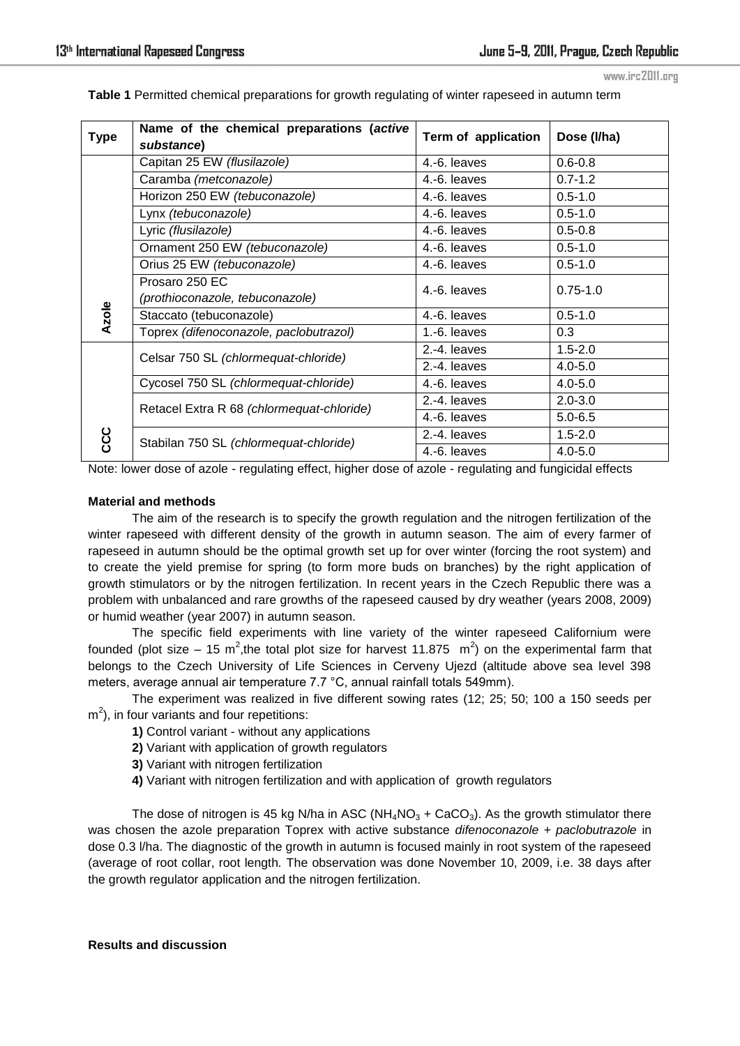**Table 1** Permitted chemical preparations for growth regulating of winter rapeseed in autumn term

| Type | Name of the chemical preparations (*active substance*) | Term of application | Dose (l/ha) |
|---|---|---|---|
| Azole | Capitan 25 EW *(flusilazole)* | 4.-6. leaves | 0.6-0.8 |
| | Caramba *(metconazole)* | 4.-6. leaves | 0.7-1.2 |
| | Horizon 250 EW *(tebuconazole)* | 4.-6. leaves | 0.5-1.0 |
| | Lynx *(tebuconazole)* | 4.-6. leaves | 0.5-1.0 |
| | Lyric *(flusilazole)* | 4.-6. leaves | 0.5-0.8 |
| | Ornament 250 EW *(tebuconazole)* | 4.-6. leaves | 0.5-1.0 |
| | Orius 25 EW *(tebuconazole)* | 4.-6. leaves | 0.5-1.0 |
| | Prosaro 250 EC *(prothioconazole, tebuconazole)* | 4.-6. leaves | 0.75-1.0 |
| | Staccato (tebuconazole) | 4.-6. leaves | 0.5-1.0 |
| | Toprex *(difenoconazole, paclobutrazol)* | 1.-6. leaves | 0.3 |
| CCC | Celsar 750 SL *(chlormequat-chloride)* | 2.-4. leaves | 1.5-2.0 |
| | | 2.-4. leaves | 4.0-5.0 |
| | Cycosel 750 SL *(chlormequat-chloride)* | 4.-6. leaves | 4.0-5.0 |
| | Retacel Extra R 68 *(chlormequat-chloride)* | 2.-4. leaves | 2.0-3.0 |
| | | 4.-6. leaves | 5.0-6.5 |
| | Stabilan 750 SL *(chlormequat-chloride)* | 2.-4. leaves | 1.5-2.0 |
| | | 4.-6. leaves | 4.0-5.0 |

Note: lower dose of azole - regulating effect, higher dose of azole - regulating and fungicidal effects

**Material and methods**

The aim of the research is to specify the growth regulation and the nitrogen fertilization of the winter rapeseed with different density of the growth in autumn season. The aim of every farmer of rapeseed in autumn should be the optimal growth set up for over winter (forcing the root system) and to create the yield premise for spring (to form more buds on branches) by the right application of growth stimulators or by the nitrogen fertilization. In recent years in the Czech Republic there was a problem with unbalanced and rare growths of the rapeseed caused by dry weather (years 2008, 2009) or humid weather (year 2007) in autumn season.

The specific field experiments with line variety of the winter rapeseed Californium were founded (plot size – 15 $m^2$,the total plot size for harvest 11.875 $m^2$) on the experimental farm that belongs to the Czech University of Life Sciences in Cerveny Ujezd (altitude above sea level 398 meters, average annual air temperature 7.7 °C, annual rainfall totals 549mm).

The experiment was realized in five different sowing rates (12; 25; 50; 100 a 150 seeds per $m^2$), in four variants and four repetitions:

**1)** Control variant - without any applications

**2)** Variant with application of growth regulators

**3)** Variant with nitrogen fertilization

**4)** Variant with nitrogen fertilization and with application of growth regulators

The dose of nitrogen is 45 kg N/ha in ASC ($NH_4NO_3$ + $CaCO_3$). As the growth stimulator there was chosen the azole preparation Toprex with active substance *difenoconazole* + *paclobutrazole* in dose 0.3 l/ha. The diagnostic of the growth in autumn is focused mainly in root system of the rapeseed (average of root collar, root length. The observation was done November 10, 2009, i.e. 38 days after the growth regulator application and the nitrogen fertilization.

**Results and discussion**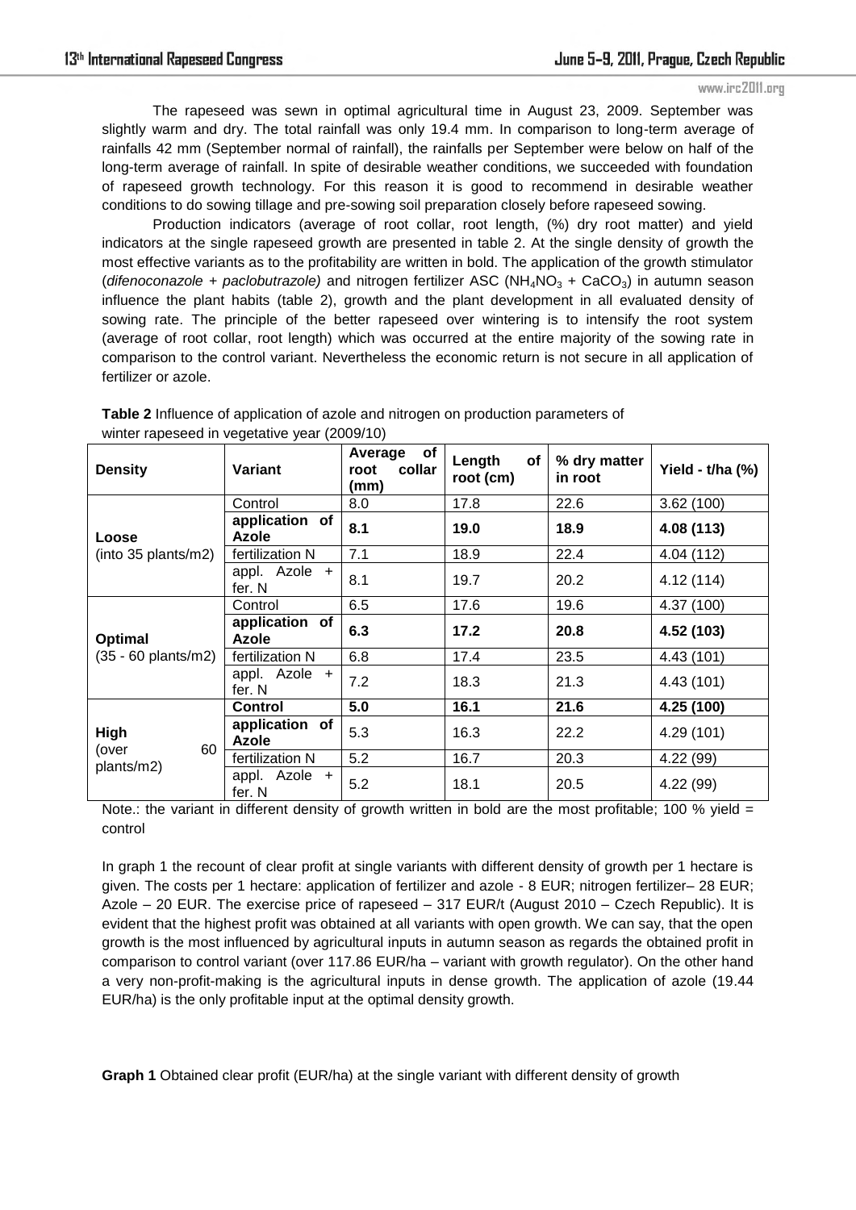The rapeseed was sewn in optimal agricultural time in August 23, 2009. September was slightly warm and dry. The total rainfall was only 19.4 mm. In comparison to long-term average of rainfalls 42 mm (September normal of rainfall), the rainfalls per September were below on half of the long-term average of rainfall. In spite of desirable weather conditions, we succeeded with foundation of rapeseed growth technology. For this reason it is good to recommend in desirable weather conditions to do sowing tillage and pre-sowing soil preparation closely before rapeseed sowing.

Production indicators (average of root collar, root length, (%) dry root matter) and yield indicators at the single rapeseed growth are presented in table 2. At the single density of growth the most effective variants as to the profitability are written in bold. The application of the growth stimulator (*difenoconazole* + *paclobutrazole)* and nitrogen fertilizer ASC ($NH_4NO_3$ + $CaCO_3$) in autumn season influence the plant habits (table 2), growth and the plant development in all evaluated density of sowing rate. The principle of the better rapeseed over wintering is to intensify the root system (average of root collar, root length) which was occurred at the entire majority of the sowing rate in comparison to the control variant. Nevertheless the economic return is not secure in all application of fertilizer or azole.

**Table 2** Influence of application of azole and nitrogen on production parameters of winter rapeseed in vegetative year (2009/10)

| Density | Variant | Average of root collar (mm) | Length of root (cm) | % dry matter in root | Yield - t/ha (%) |
|---|---|---|---|---|---|
| Loose (into 35 plants/m2) | Control | 8.0 | 17.8 | 22.6 | 3.62 (100) |
| | **application of Azole** | **8.1** | **19.0** | **18.9** | **4.08 (113)** |
| | fertilization N | 7.1 | 18.9 | 22.4 | 4.04 (112) |
| | appl. Azole + fer. N | 8.1 | 19.7 | 20.2 | 4.12 (114) |
| Optimal (35 - 60 plants/m2) | Control | 6.5 | 17.6 | 19.6 | 4.37 (100) |
| | **application of Azole** | **6.3** | **17.2** | **20.8** | **4.52 (103)** |
| | fertilization N | 6.8 | 17.4 | 23.5 | 4.43 (101) |
| | appl. Azole + fer. N | 7.2 | 18.3 | 21.3 | 4.43 (101) |
| High (over 60 plants/m2) | **Control** | **5.0** | **16.1** | **21.6** | **4.25 (100)** |
| | application of Azole | 5.3 | 16.3 | 22.2 | 4.29 (101) |
| | fertilization N | 5.2 | 16.7 | 20.3 | 4.22 (99) |
| | appl. Azole + fer. N | 5.2 | 18.1 | 20.5 | 4.22 (99) |

Note.: the variant in different density of growth written in bold are the most profitable; 100 % yield = control

In graph 1 the recount of clear profit at single variants with different density of growth per 1 hectare is given. The costs per 1 hectare: application of fertilizer and azole - 8 EUR; nitrogen fertilizer– 28 EUR; Azole – 20 EUR. The exercise price of rapeseed – 317 EUR/t (August 2010 – Czech Republic). It is evident that the highest profit was obtained at all variants with open growth. We can say, that the open growth is the most influenced by agricultural inputs in autumn season as regards the obtained profit in comparison to control variant (over 117.86 EUR/ha – variant with growth regulator). On the other hand a very non-profit-making is the agricultural inputs in dense growth. The application of azole (19.44 EUR/ha) is the only profitable input at the optimal density growth.

**Graph 1** Obtained clear profit (EUR/ha) at the single variant with different density of growth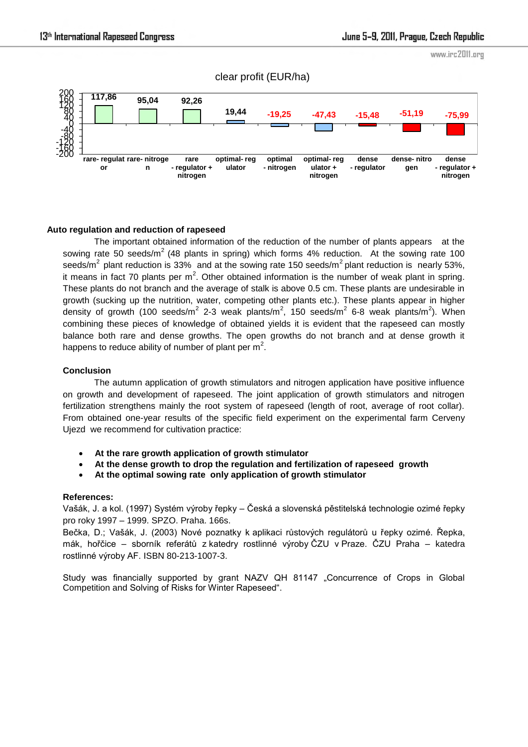clear profit (EUR/ha)

200
160
120
80
40
0
-40
-80
-120
-160
-200

117,86 95,04 92,26 19,44 -19,25 -47,43 -15,48 -51,19 -75,99

rare- regulator | rare- nitrogen | rare - regulator + nitrogen | optimal- regulator | optimal - nitrogen | optimal- regulator + nitrogen | dense - regulator | dense- nitrogen | dense - regulator + nitrogen

**Auto regulation and reduction of rapeseed**

The important obtained information of the reduction of the number of plants appears at the sowing rate 50 seeds/m$^2$ (48 plants in spring) which forms 4% reduction. At the sowing rate 100 seeds/m$^2$ plant reduction is 33% and at the sowing rate 150 seeds/m$^2$ plant reduction is nearly 53%, it means in fact 70 plants per m$^2$. Other obtained information is the number of weak plant in spring. These plants do not branch and the average of stalk is above 0.5 cm. These plants are undesirable in growth (sucking up the nutrition, water, competing other plants etc.). These plants appear in higher density of growth (100 seeds/m$^2$ 2-3 weak plants/m$^2$, 150 seeds/m$^2$ 6-8 weak plants/m$^2$). When combining these pieces of knowledge of obtained yields it is evident that the rapeseed can mostly balance both rare and dense growths. The open growths do not branch and at dense growth it happens to reduce ability of number of plant per m$^2$.

**Conclusion**

The autumn application of growth stimulators and nitrogen application have positive influence on growth and development of rapeseed. The joint application of growth stimulators and nitrogen fertilization strengthens mainly the root system of rapeseed (length of root, average of root collar). From obtained one-year results of the specific field experiment on the experimental farm Cerveny Ujezd we recommend for cultivation practice:

- **At the rare growth application of growth stimulator**
- **At the dense growth to drop the regulation and fertilization of rapeseed growth**
- **At the optimal sowing rate only application of growth stimulator**

**References:**

Vašák, J. a kol. (1997) Systém výroby řepky – Česká a slovenská pěstitelská technologie ozimé řepky pro roky 1997 – 1999. SPZO. Praha. 166s.

Bečka, D.; Vašák, J. (2003) Nové poznatky k aplikaci růstových regulátorů u řepky ozimé. Řepka, mák, hořčice – sborník referátů z katedry rostlinné výroby ČZU v Praze. ČZU Praha – katedra rostlinné výroby AF. ISBN 80-213-1007-3.

Study was financially supported by grant NAZV QH 81147 „Concurrence of Crops in Global Competition and Solving of Risks for Winter Rapeseed".